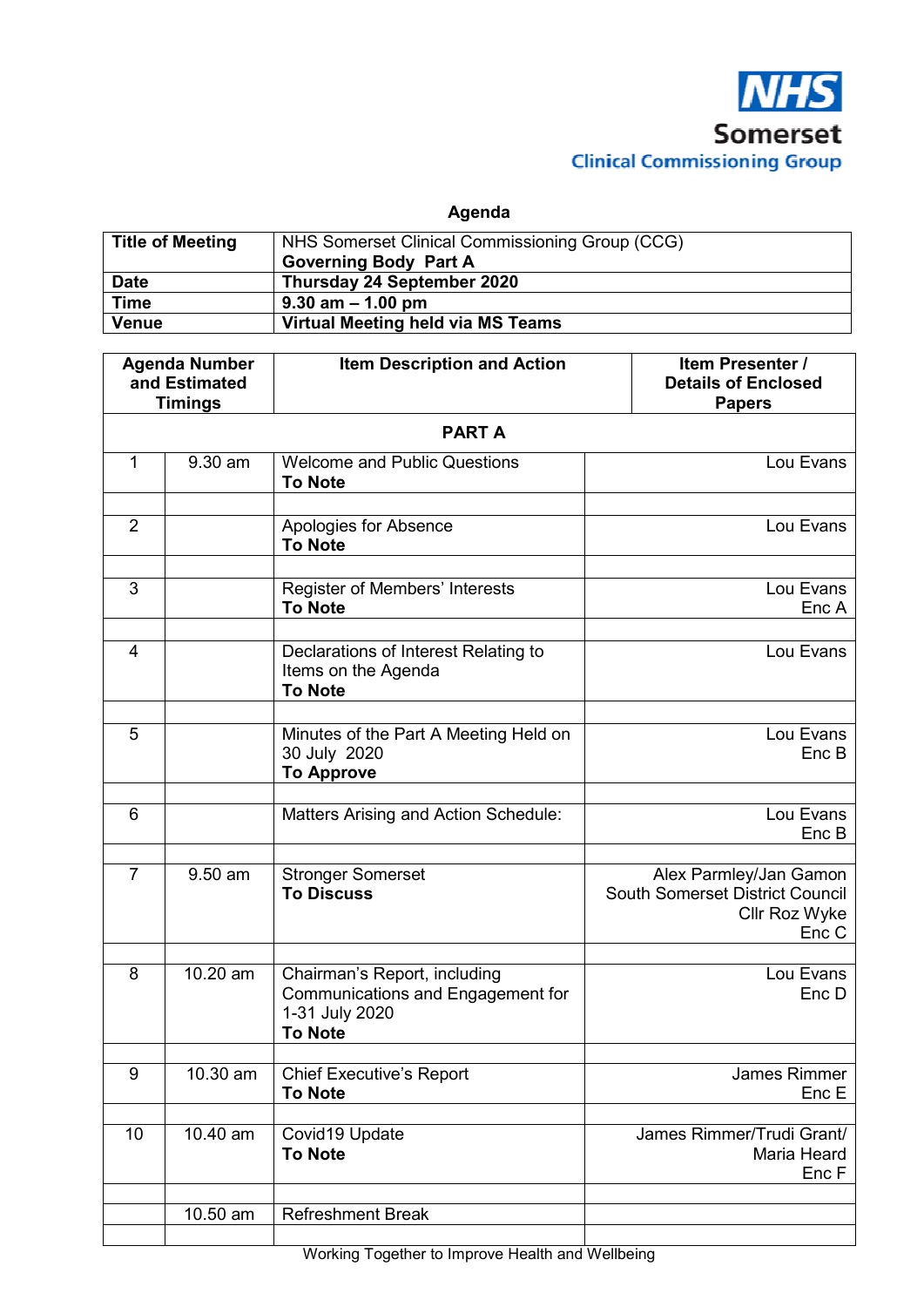NHS Somerset Clinical Commissioning Group

**Agenda**

| **Title of Meeting** | NHS Somerset Clinical Commissioning Group (CCG) **Governing Body Part A** |
|---|---|
| **Date** | **Thursday 24 September 2020** |
| **Time** | **9.30 am – 1.00 pm** |
| **Venue** | **Virtual Meeting held via MS Teams** |

| **Agenda Number and Estimated Timings** | | **Item Description and Action** | **Item Presenter / Details of Enclosed Papers** |
|---|---|---|---|
| | | **PART A** | |
| 1 | 9.30 am | Welcome and Public Questions **To Note** | Lou Evans |
| 2 | | Apologies for Absence **To Note** | Lou Evans |
| 3 | | Register of Members' Interests **To Note** | Lou Evans Enc A |
| 4 | | Declarations of Interest Relating to Items on the Agenda **To Note** | Lou Evans |
| 5 | | Minutes of the Part A Meeting Held on 30 July 2020 **To Approve** | Lou Evans Enc B |
| 6 | | Matters Arising and Action Schedule: | Lou Evans Enc B |
| 7 | 9.50 am | Stronger Somerset **To Discuss** | Alex Parmley/Jan Gamon South Somerset District Council Cllr Roz Wyke Enc C |
| 8 | 10.20 am | Chairman's Report, including Communications and Engagement for 1-31 July 2020 **To Note** | Lou Evans Enc D |
| 9 | 10.30 am | Chief Executive's Report **To Note** | James Rimmer Enc E |
| 10 | 10.40 am | Covid19 Update **To Note** | James Rimmer/Trudi Grant/ Maria Heard Enc F |
| | 10.50 am | Refreshment Break | |

Working Together to Improve Health and Wellbeing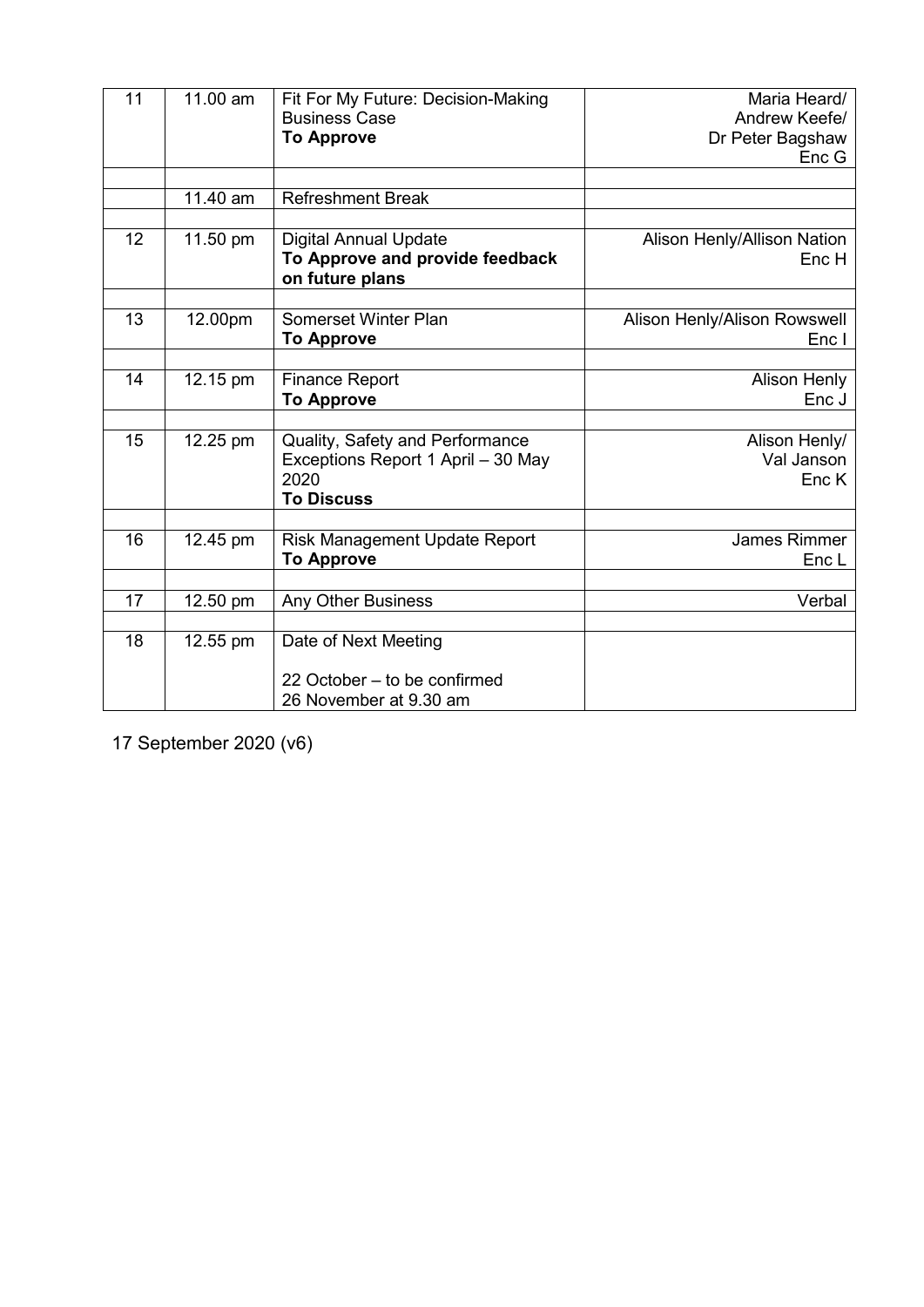| | | | |
|---|---|---|---|
| 11 | 11.00 am | Fit For My Future: Decision-Making Business Case<br>**To Approve** | Maria Heard/<br>Andrew Keefe/<br>Dr Peter Bagshaw<br>Enc G |
| | | | |
| | 11.40 am | Refreshment Break | |
| | | | |
| 12 | 11.50 pm | Digital Annual Update<br>**To Approve and provide feedback on future plans** | Alison Henly/Allison Nation<br>Enc H |
| | | | |
| 13 | 12.00pm | Somerset Winter Plan<br>**To Approve** | Alison Henly/Alison Rowswell<br>Enc I |
| | | | |
| 14 | 12.15 pm | Finance Report<br>**To Approve** | Alison Henly<br>Enc J |
| | | | |
| 15 | 12.25 pm | Quality, Safety and Performance Exceptions Report 1 April – 30 May 2020<br>**To Discuss** | Alison Henly/<br>Val Janson<br>Enc K |
| | | | |
| 16 | 12.45 pm | Risk Management Update Report<br>**To Approve** | James Rimmer<br>Enc L |
| | | | |
| 17 | 12.50 pm | Any Other Business | Verbal |
| | | | |
| 18 | 12.55 pm | Date of Next Meeting<br><br>22 October – to be confirmed<br>26 November at 9.30 am | |

17 September 2020 (v6)